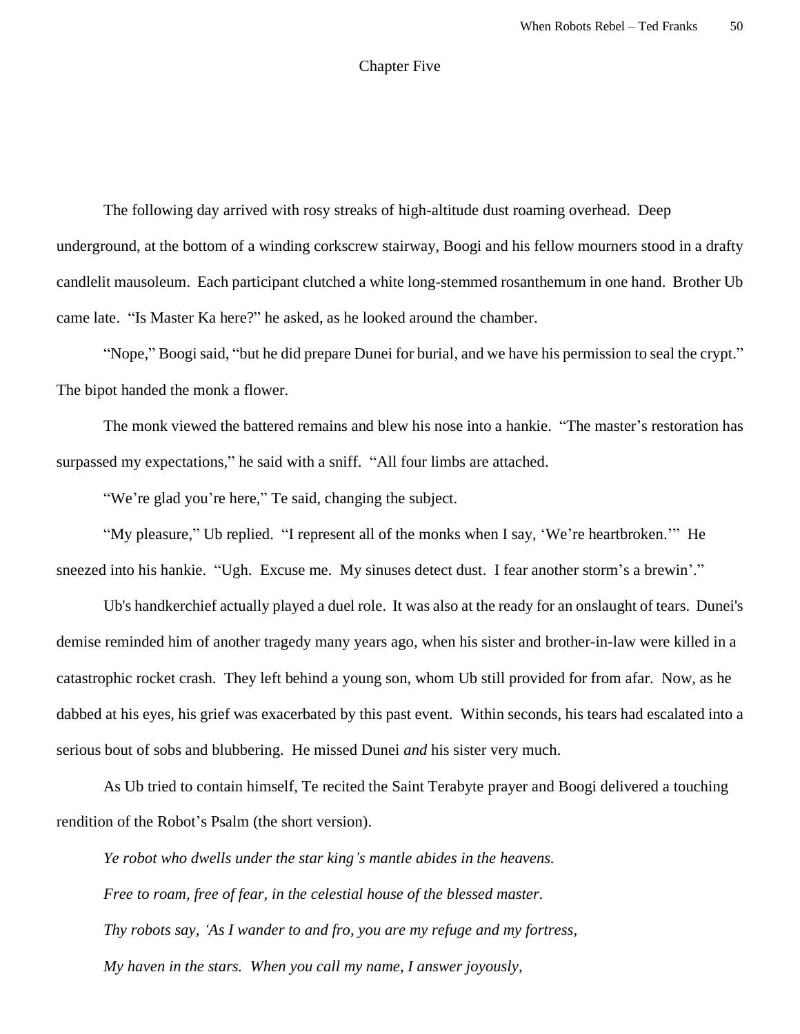# Chapter Five

The following day arrived with rosy streaks of high-altitude dust roaming overhead. Deep underground, at the bottom of a winding corkscrew stairway, Boogi and his fellow mourners stood in a drafty candlelit mausoleum. Each participant clutched a white long-stemmed rosanthemum in one hand. Brother Ub came late. "Is Master Ka here?" he asked, as he looked around the chamber.

"Nope," Boogi said, "but he did prepare Dunei for burial, and we have his permission to seal the crypt." The bipot handed the monk a flower.

The monk viewed the battered remains and blew his nose into a hankie. "The master's restoration has surpassed my expectations," he said with a sniff. "All four limbs are attached.

"We're glad you're here," Te said, changing the subject.

"My pleasure," Ub replied. "I represent all of the monks when I say, 'We're heartbroken.'" He sneezed into his hankie. "Ugh. Excuse me. My sinuses detect dust. I fear another storm's a brewin'."

Ub's handkerchief actually played a duel role. It was also at the ready for an onslaught of tears. Dunei's demise reminded him of another tragedy many years ago, when his sister and brother-in-law were killed in a catastrophic rocket crash. They left behind a young son, whom Ub still provided for from afar. Now, as he dabbed at his eyes, his grief was exacerbated by this past event. Within seconds, his tears had escalated into a serious bout of sobs and blubbering. He missed Dunei *and* his sister very much.

As Ub tried to contain himself, Te recited the Saint Terabyte prayer and Boogi delivered a touching rendition of the Robot's Psalm (the short version).

*Ye robot who dwells under the star king's mantle abides in the heavens.*

*Free to roam, free of fear, in the celestial house of the blessed master.*

*Thy robots say, 'As I wander to and fro, you are my refuge and my fortress,*

*My haven in the stars. When you call my name, I answer joyously,*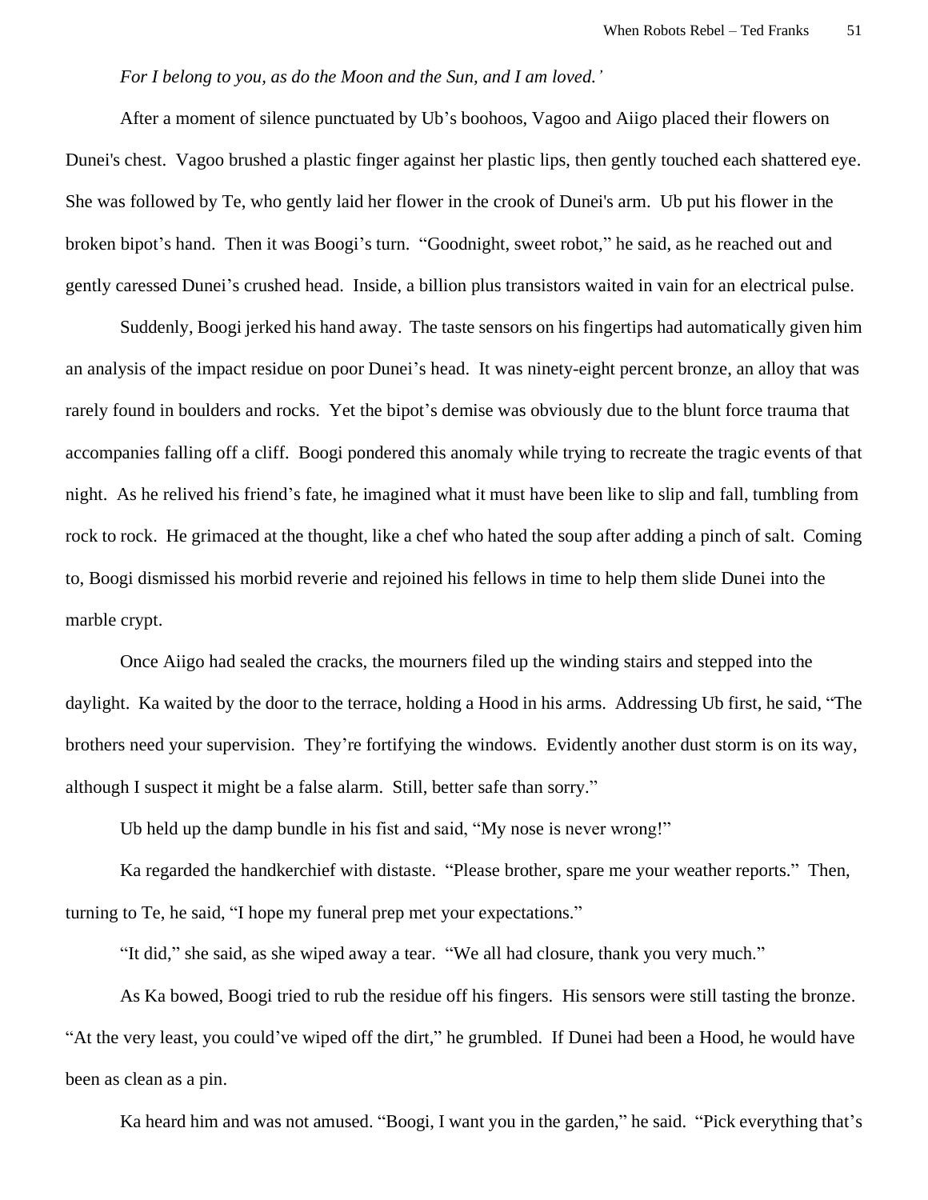*For I belong to you, as do the Moon and the Sun, and I am loved.'*

After a moment of silence punctuated by Ub's boohoos, Vagoo and Aiigo placed their flowers on Dunei's chest. Vagoo brushed a plastic finger against her plastic lips, then gently touched each shattered eye. She was followed by Te, who gently laid her flower in the crook of Dunei's arm. Ub put his flower in the broken bipot's hand. Then it was Boogi's turn. "Goodnight, sweet robot," he said, as he reached out and gently caressed Dunei's crushed head. Inside, a billion plus transistors waited in vain for an electrical pulse.

Suddenly, Boogi jerked his hand away. The taste sensors on his fingertips had automatically given him an analysis of the impact residue on poor Dunei's head. It was ninety-eight percent bronze, an alloy that was rarely found in boulders and rocks. Yet the bipot's demise was obviously due to the blunt force trauma that accompanies falling off a cliff. Boogi pondered this anomaly while trying to recreate the tragic events of that night. As he relived his friend's fate, he imagined what it must have been like to slip and fall, tumbling from rock to rock. He grimaced at the thought, like a chef who hated the soup after adding a pinch of salt. Coming to, Boogi dismissed his morbid reverie and rejoined his fellows in time to help them slide Dunei into the marble crypt.

Once Aiigo had sealed the cracks, the mourners filed up the winding stairs and stepped into the daylight. Ka waited by the door to the terrace, holding a Hood in his arms. Addressing Ub first, he said, "The brothers need your supervision. They're fortifying the windows. Evidently another dust storm is on its way, although I suspect it might be a false alarm. Still, better safe than sorry."

Ub held up the damp bundle in his fist and said, "My nose is never wrong!"

Ka regarded the handkerchief with distaste. "Please brother, spare me your weather reports." Then, turning to Te, he said, "I hope my funeral prep met your expectations."

"It did," she said, as she wiped away a tear. "We all had closure, thank you very much."

As Ka bowed, Boogi tried to rub the residue off his fingers. His sensors were still tasting the bronze. "At the very least, you could've wiped off the dirt," he grumbled. If Dunei had been a Hood, he would have been as clean as a pin.

Ka heard him and was not amused. "Boogi, I want you in the garden," he said. "Pick everything that's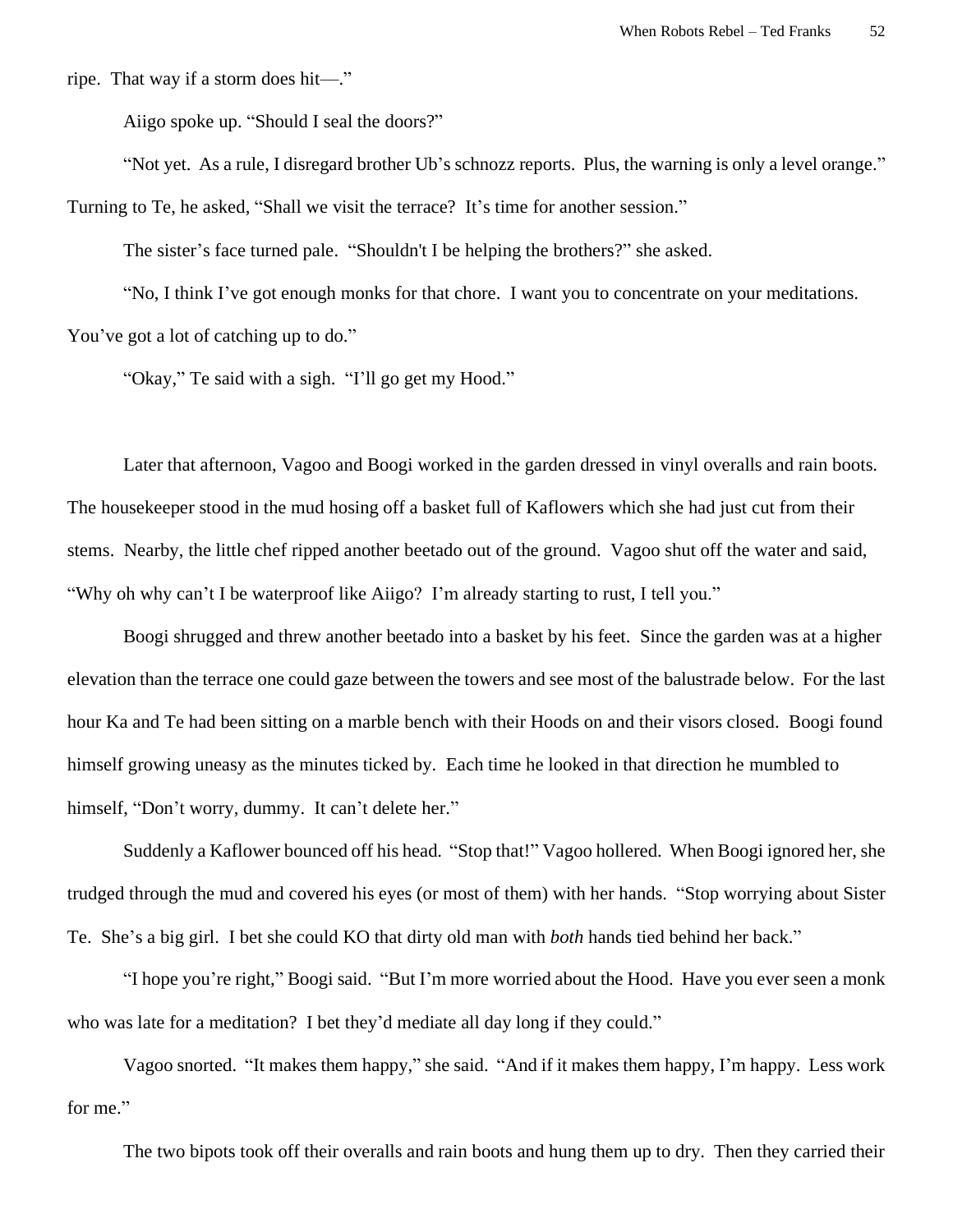ripe. That way if a storm does hit—."

Aiigo spoke up. "Should I seal the doors?"

"Not yet. As a rule, I disregard brother Ub's schnozz reports. Plus, the warning is only a level orange." Turning to Te, he asked, "Shall we visit the terrace? It's time for another session."

The sister's face turned pale. "Shouldn't I be helping the brothers?" she asked.

"No, I think I've got enough monks for that chore. I want you to concentrate on your meditations. You've got a lot of catching up to do."

"Okay," Te said with a sigh. "I'll go get my Hood."

Later that afternoon, Vagoo and Boogi worked in the garden dressed in vinyl overalls and rain boots. The housekeeper stood in the mud hosing off a basket full of Kaflowers which she had just cut from their stems. Nearby, the little chef ripped another beetado out of the ground. Vagoo shut off the water and said, "Why oh why can't I be waterproof like Aiigo? I'm already starting to rust, I tell you."

Boogi shrugged and threw another beetado into a basket by his feet. Since the garden was at a higher elevation than the terrace one could gaze between the towers and see most of the balustrade below. For the last hour Ka and Te had been sitting on a marble bench with their Hoods on and their visors closed. Boogi found himself growing uneasy as the minutes ticked by. Each time he looked in that direction he mumbled to himself, "Don't worry, dummy. It can't delete her."

Suddenly a Kaflower bounced off his head. "Stop that!" Vagoo hollered. When Boogi ignored her, she trudged through the mud and covered his eyes (or most of them) with her hands. "Stop worrying about Sister Te. She's a big girl. I bet she could KO that dirty old man with *both* hands tied behind her back."

"I hope you're right," Boogi said. "But I'm more worried about the Hood. Have you ever seen a monk who was late for a meditation? I bet they'd mediate all day long if they could."

Vagoo snorted. "It makes them happy," she said. "And if it makes them happy, I'm happy. Less work for me."

The two bipots took off their overalls and rain boots and hung them up to dry. Then they carried their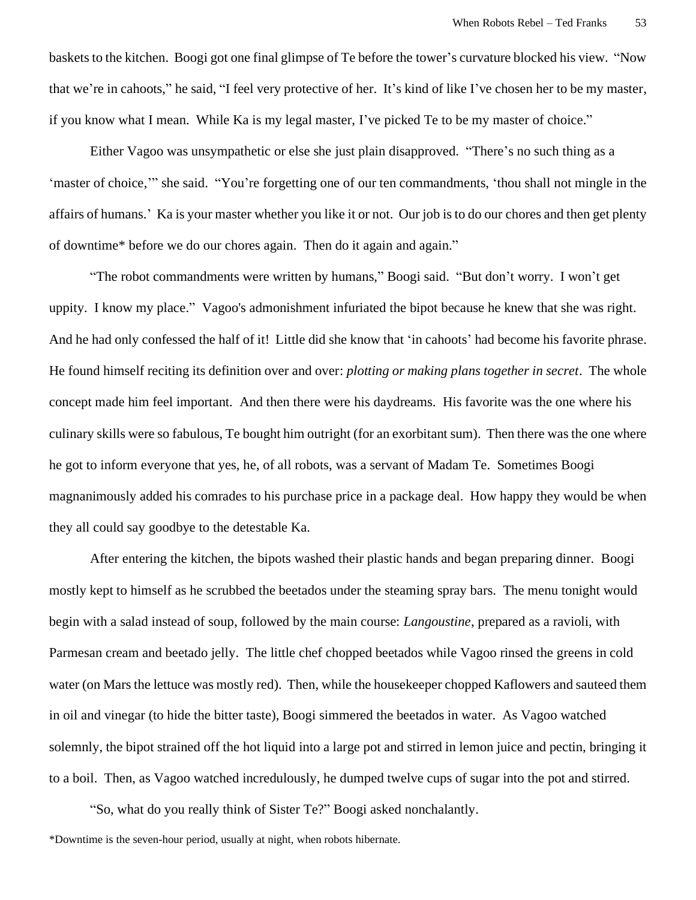baskets to the kitchen. Boogi got one final glimpse of Te before the tower's curvature blocked his view. "Now that we're in cahoots," he said, "I feel very protective of her. It's kind of like I've chosen her to be my master, if you know what I mean. While Ka is my legal master, I've picked Te to be my master of choice."

Either Vagoo was unsympathetic or else she just plain disapproved. "There's no such thing as a 'master of choice,'" she said. "You're forgetting one of our ten commandments, 'thou shall not mingle in the affairs of humans.' Ka is your master whether you like it or not. Our job is to do our chores and then get plenty of downtime* before we do our chores again. Then do it again and again."

"The robot commandments were written by humans," Boogi said. "But don't worry. I won't get uppity. I know my place." Vagoo's admonishment infuriated the bipot because he knew that she was right. And he had only confessed the half of it! Little did she know that 'in cahoots' had become his favorite phrase. He found himself reciting its definition over and over: *plotting or making plans together in secret*. The whole concept made him feel important. And then there were his daydreams. His favorite was the one where his culinary skills were so fabulous, Te bought him outright (for an exorbitant sum). Then there was the one where he got to inform everyone that yes, he, of all robots, was a servant of Madam Te. Sometimes Boogi magnanimously added his comrades to his purchase price in a package deal. How happy they would be when they all could say goodbye to the detestable Ka.

After entering the kitchen, the bipots washed their plastic hands and began preparing dinner. Boogi mostly kept to himself as he scrubbed the beetados under the steaming spray bars. The menu tonight would begin with a salad instead of soup, followed by the main course: *Langoustine*, prepared as a ravioli, with Parmesan cream and beetado jelly. The little chef chopped beetados while Vagoo rinsed the greens in cold water (on Mars the lettuce was mostly red). Then, while the housekeeper chopped Kaflowers and sauteed them in oil and vinegar (to hide the bitter taste), Boogi simmered the beetados in water. As Vagoo watched solemnly, the bipot strained off the hot liquid into a large pot and stirred in lemon juice and pectin, bringing it to a boil. Then, as Vagoo watched incredulously, he dumped twelve cups of sugar into the pot and stirred.

"So, what do you really think of Sister Te?" Boogi asked nonchalantly.

*Downtime is the seven-hour period, usually at night, when robots hibernate.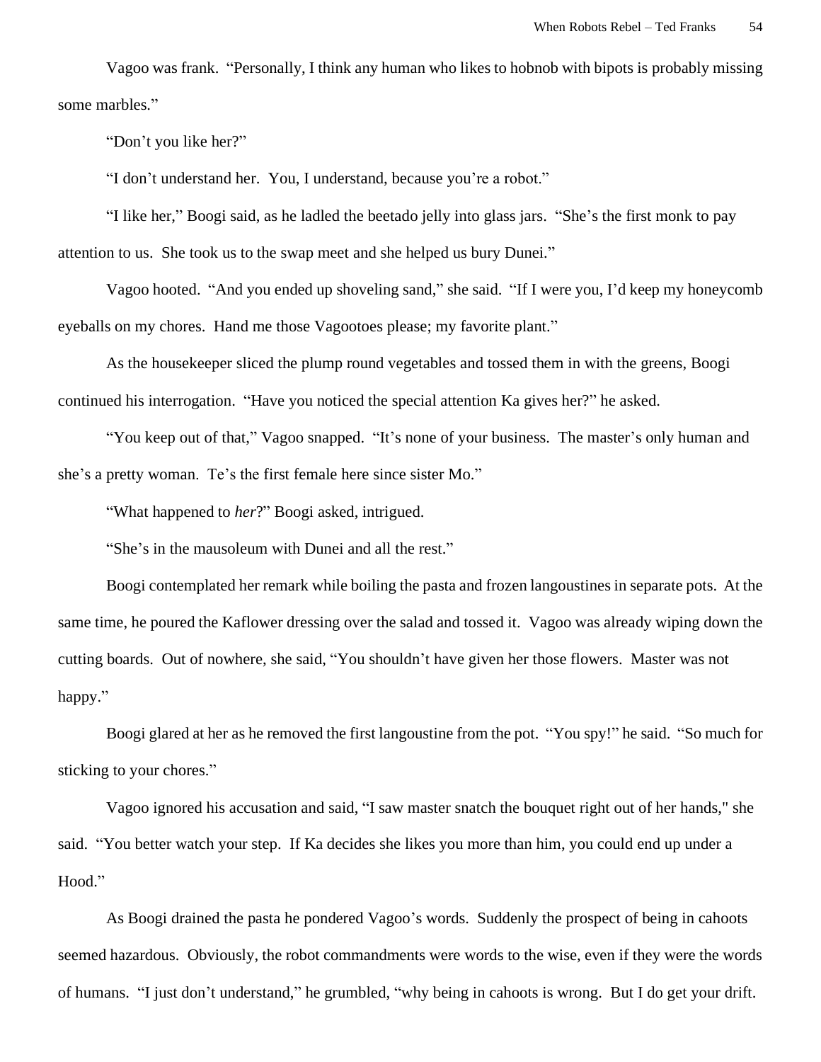Vagoo was frank. "Personally, I think any human who likes to hobnob with bipots is probably missing some marbles."

"Don't you like her?"

"I don't understand her. You, I understand, because you're a robot."

"I like her," Boogi said, as he ladled the beetado jelly into glass jars. "She's the first monk to pay attention to us. She took us to the swap meet and she helped us bury Dunei."

Vagoo hooted. "And you ended up shoveling sand," she said. "If I were you, I'd keep my honeycomb eyeballs on my chores. Hand me those Vagootoes please; my favorite plant."

As the housekeeper sliced the plump round vegetables and tossed them in with the greens, Boogi continued his interrogation. "Have you noticed the special attention Ka gives her?" he asked.

"You keep out of that," Vagoo snapped. "It's none of your business. The master's only human and she's a pretty woman. Te's the first female here since sister Mo."

"What happened to *her*?" Boogi asked, intrigued.

"She's in the mausoleum with Dunei and all the rest."

Boogi contemplated her remark while boiling the pasta and frozen langoustines in separate pots. At the same time, he poured the Kaflower dressing over the salad and tossed it. Vagoo was already wiping down the cutting boards. Out of nowhere, she said, "You shouldn't have given her those flowers. Master was not happy."

Boogi glared at her as he removed the first langoustine from the pot. "You spy!" he said. "So much for sticking to your chores."

Vagoo ignored his accusation and said, "I saw master snatch the bouquet right out of her hands," she said. "You better watch your step. If Ka decides she likes you more than him, you could end up under a Hood."

As Boogi drained the pasta he pondered Vagoo's words. Suddenly the prospect of being in cahoots seemed hazardous. Obviously, the robot commandments were words to the wise, even if they were the words of humans. "I just don't understand," he grumbled, "why being in cahoots is wrong. But I do get your drift.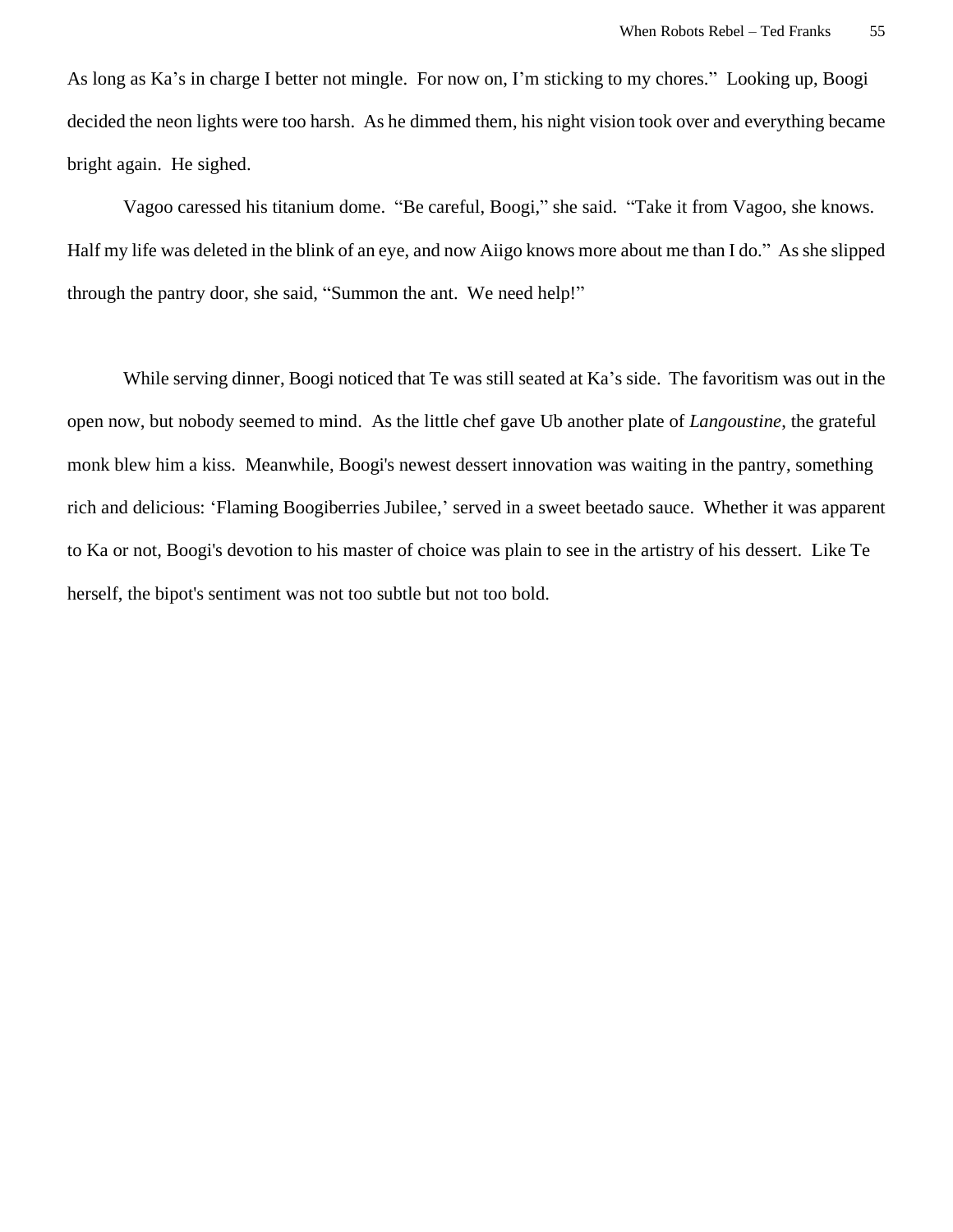As long as Ka's in charge I better not mingle. For now on, I'm sticking to my chores." Looking up, Boogi decided the neon lights were too harsh. As he dimmed them, his night vision took over and everything became bright again. He sighed.

Vagoo caressed his titanium dome. "Be careful, Boogi," she said. "Take it from Vagoo, she knows. Half my life was deleted in the blink of an eye, and now Aiigo knows more about me than I do." As she slipped through the pantry door, she said, "Summon the ant. We need help!"

While serving dinner, Boogi noticed that Te was still seated at Ka's side. The favoritism was out in the open now, but nobody seemed to mind. As the little chef gave Ub another plate of *Langoustine*, the grateful monk blew him a kiss. Meanwhile, Boogi's newest dessert innovation was waiting in the pantry, something rich and delicious: 'Flaming Boogiberries Jubilee,' served in a sweet beetado sauce. Whether it was apparent to Ka or not, Boogi's devotion to his master of choice was plain to see in the artistry of his dessert. Like Te herself, the bipot's sentiment was not too subtle but not too bold.